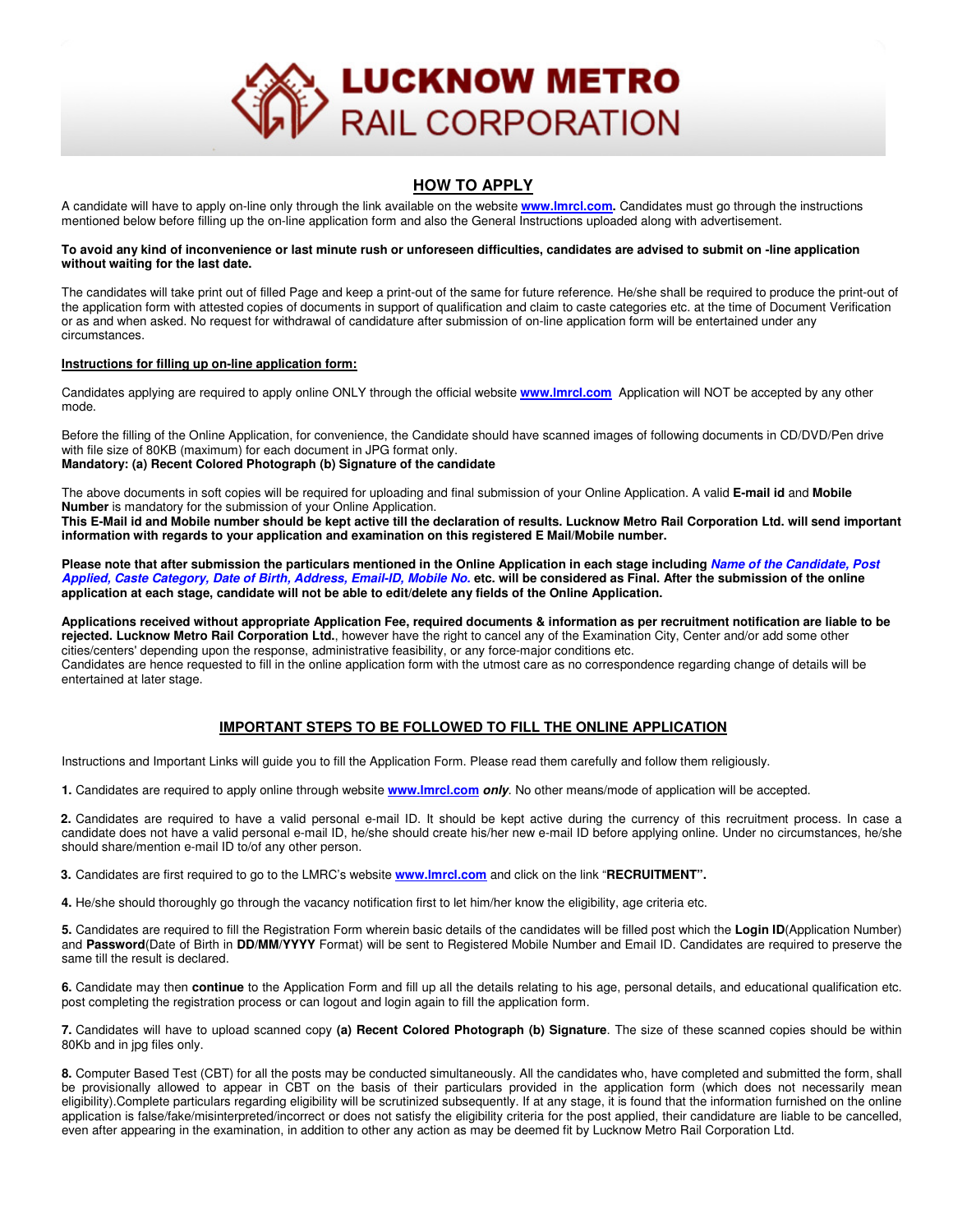# LUCKNOW METRO RAIL CORPORATION

## HOW TO APPLY

A candidate will have to apply on-line only through the link available on the website **www.lmrcl.com.** Candidates must go through the instructions mentioned below before filling up the on-line application form and also the General Instructions uploaded along with advertisement.

**To avoid any kind of inconvenience or last minute rush or unforeseen difficulties, candidates are advised to submit on -line application without waiting for the last date.**

The candidates will take print out of filled Page and keep a print-out of the same for future reference. He/she shall be required to produce the print-out of the application form with attested copies of documents in support of qualification and claim to caste categories etc. at the time of Document Verification or as and when asked. No request for withdrawal of candidature after submission of on-line application form will be entertained under any circumstances.

**Instructions for filling up on-line application form:**

Candidates applying are required to apply online ONLY through the official website **www.lmrcl.com** Application will NOT be accepted by any other mode.

Before the filling of the Online Application, for convenience, the Candidate should have scanned images of following documents in CD/DVD/Pen drive with file size of 80KB (maximum) for each document in JPG format only.
**Mandatory: (a) Recent Colored Photograph (b) Signature of the candidate**

The above documents in soft copies will be required for uploading and final submission of your Online Application. A valid **E-mail id** and **Mobile Number** is mandatory for the submission of your Online Application.
**This E-Mail id and Mobile number should be kept active till the declaration of results. Lucknow Metro Rail Corporation Ltd. will send important information with regards to your application and examination on this registered E Mail/Mobile number.**

**Please note that after submission the particulars mentioned in the Online Application in each stage including *Name of the Candidate, Post Applied, Caste Category, Date of Birth, Address, Email-ID, Mobile No.* etc. will be considered as Final. After the submission of the online application at each stage, candidate will not be able to edit/delete any fields of the Online Application.**

**Applications received without appropriate Application Fee, required documents & information as per recruitment notification are liable to be rejected. Lucknow Metro Rail Corporation Ltd.**, however have the right to cancel any of the Examination City, Center and/or add some other cities/centers' depending upon the response, administrative feasibility, or any force-major conditions etc.
Candidates are hence requested to fill in the online application form with the utmost care as no correspondence regarding change of details will be entertained at later stage.

## IMPORTANT STEPS TO BE FOLLOWED TO FILL THE ONLINE APPLICATION

Instructions and Important Links will guide you to fill the Application Form. Please read them carefully and follow them religiously.

**1.** Candidates are required to apply online through website **www.lmrcl.com** ***only***. No other means/mode of application will be accepted.

**2.** Candidates are required to have a valid personal e-mail ID. It should be kept active during the currency of this recruitment process. In case a candidate does not have a valid personal e-mail ID, he/she should create his/her new e-mail ID before applying online. Under no circumstances, he/she should share/mention e-mail ID to/of any other person.

**3.** Candidates are first required to go to the LMRC's website **www.lmrcl.com** and click on the link "**RECRUITMENT".**

**4.** He/she should thoroughly go through the vacancy notification first to let him/her know the eligibility, age criteria etc.

**5.** Candidates are required to fill the Registration Form wherein basic details of the candidates will be filled post which the **Login ID**(Application Number) and **Password**(Date of Birth in **DD/MM/YYYY** Format) will be sent to Registered Mobile Number and Email ID. Candidates are required to preserve the same till the result is declared.

**6.** Candidate may then **continue** to the Application Form and fill up all the details relating to his age, personal details, and educational qualification etc. post completing the registration process or can logout and login again to fill the application form.

**7.** Candidates will have to upload scanned copy **(a) Recent Colored Photograph (b) Signature**. The size of these scanned copies should be within 80Kb and in jpg files only.

**8.** Computer Based Test (CBT) for all the posts may be conducted simultaneously. All the candidates who, have completed and submitted the form, shall be provisionally allowed to appear in CBT on the basis of their particulars provided in the application form (which does not necessarily mean eligibility).Complete particulars regarding eligibility will be scrutinized subsequently. If at any stage, it is found that the information furnished on the online application is false/fake/misinterpreted/incorrect or does not satisfy the eligibility criteria for the post applied, their candidature are liable to be cancelled, even after appearing in the examination, in addition to other any action as may be deemed fit by Lucknow Metro Rail Corporation Ltd.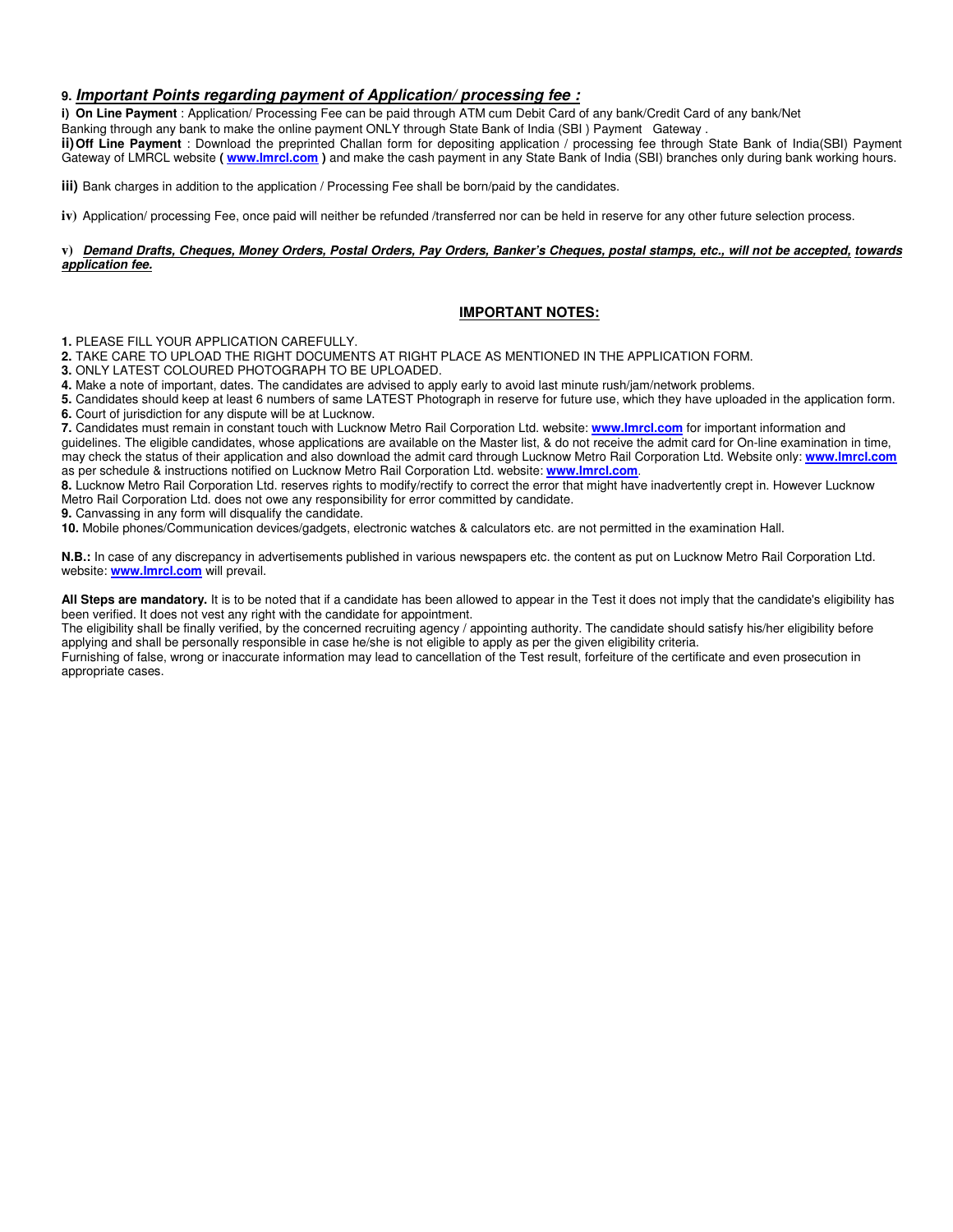## 9. ***Important Points regarding payment of Application/ processing fee :***

**i) On Line Payment** : Application/ Processing Fee can be paid through ATM cum Debit Card of any bank/Credit Card of any bank/Net Banking through any bank to make the online payment ONLY through State Bank of India (SBI ) Payment Gateway .

**ii) Off Line Payment** : Download the preprinted Challan form for depositing application / processing fee through State Bank of India(SBI) Payment Gateway of LMRCL website **( www.lmrcl.com )** and make the cash payment in any State Bank of India (SBI) branches only during bank working hours.

**iii)** Bank charges in addition to the application / Processing Fee shall be born/paid by the candidates.

**iv)** Application/ processing Fee, once paid will neither be refunded /transferred nor can be held in reserve for any other future selection process.

**v)** ***Demand Drafts, Cheques, Money Orders, Postal Orders, Pay Orders, Banker's Cheques, postal stamps, etc., will not be accepted, towards application fee.***

## IMPORTANT NOTES:

**1.** PLEASE FILL YOUR APPLICATION CAREFULLY.
**2.** TAKE CARE TO UPLOAD THE RIGHT DOCUMENTS AT RIGHT PLACE AS MENTIONED IN THE APPLICATION FORM.
**3.** ONLY LATEST COLOURED PHOTOGRAPH TO BE UPLOADED.
**4.** Make a note of important, dates. The candidates are advised to apply early to avoid last minute rush/jam/network problems.
**5.** Candidates should keep at least 6 numbers of same LATEST Photograph in reserve for future use, which they have uploaded in the application form.
**6.** Court of jurisdiction for any dispute will be at Lucknow.
**7.** Candidates must remain in constant touch with Lucknow Metro Rail Corporation Ltd. website: **www.lmrcl.com** for important information and guidelines. The eligible candidates, whose applications are available on the Master list, & do not receive the admit card for On-line examination in time, may check the status of their application and also download the admit card through Lucknow Metro Rail Corporation Ltd. Website only: **www.lmrcl.com** as per schedule & instructions notified on Lucknow Metro Rail Corporation Ltd. website: **www.lmrcl.com**.
**8.** Lucknow Metro Rail Corporation Ltd. reserves rights to modify/rectify to correct the error that might have inadvertently crept in. However Lucknow Metro Rail Corporation Ltd. does not owe any responsibility for error committed by candidate.
**9.** Canvassing in any form will disqualify the candidate.
**10.** Mobile phones/Communication devices/gadgets, electronic watches & calculators etc. are not permitted in the examination Hall.

**N.B.:** In case of any discrepancy in advertisements published in various newspapers etc. the content as put on Lucknow Metro Rail Corporation Ltd. website: **www.lmrcl.com** will prevail.

**All Steps are mandatory.** It is to be noted that if a candidate has been allowed to appear in the Test it does not imply that the candidate's eligibility has been verified. It does not vest any right with the candidate for appointment.
The eligibility shall be finally verified, by the concerned recruiting agency / appointing authority. The candidate should satisfy his/her eligibility before applying and shall be personally responsible in case he/she is not eligible to apply as per the given eligibility criteria.
Furnishing of false, wrong or inaccurate information may lead to cancellation of the Test result, forfeiture of the certificate and even prosecution in appropriate cases.